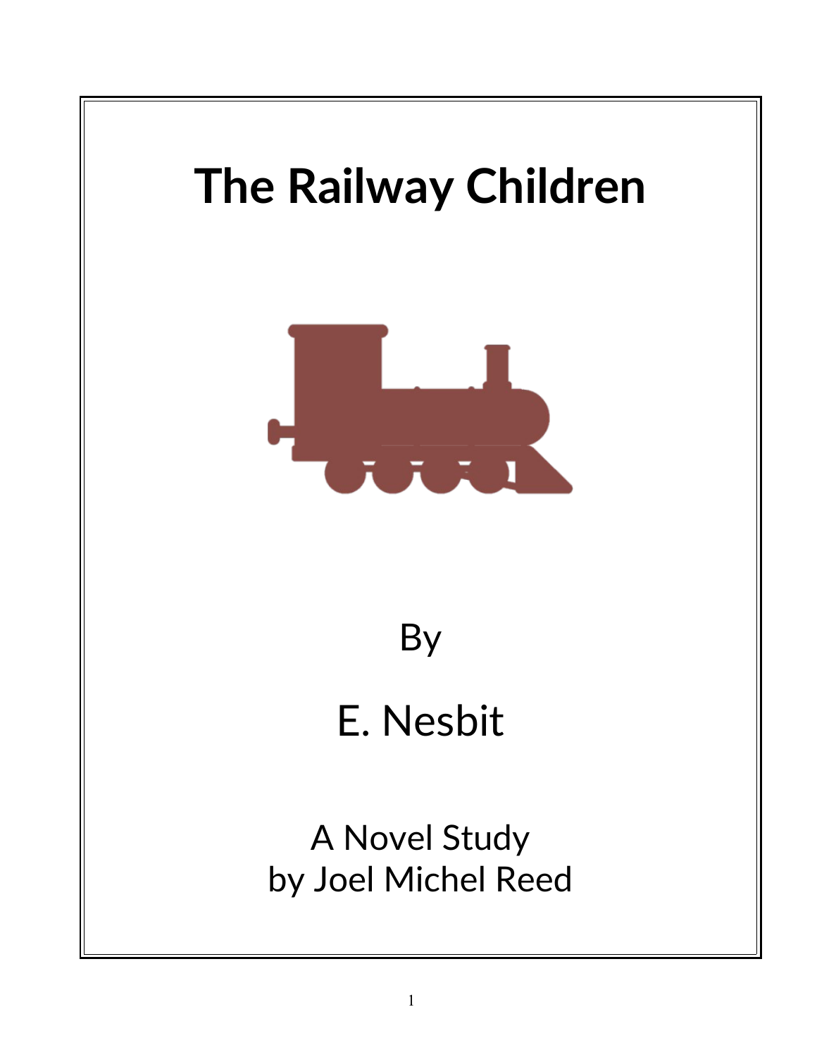# The Railway Children

By

E. Nesbit

A Novel Study
by Joel Michel Reed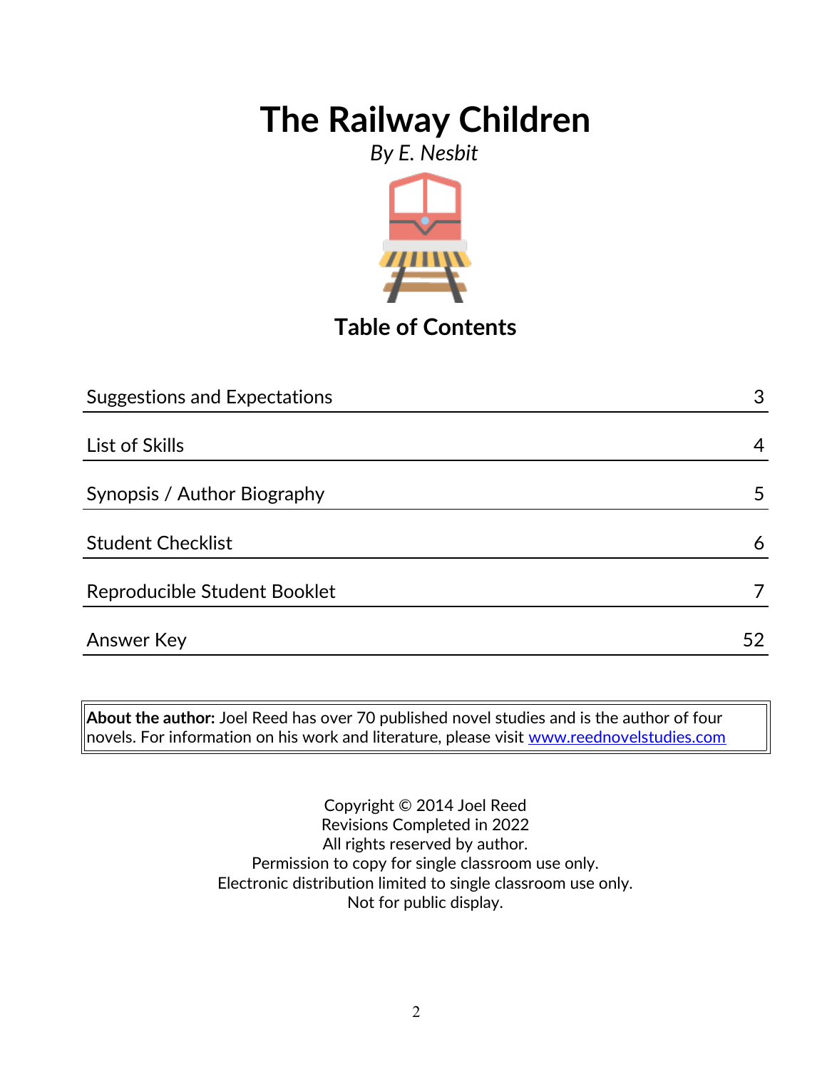# The Railway Children

*By E. Nesbit*

## Table of Contents

| | |
|---|---|
| Suggestions and Expectations | 3 |
| List of Skills | 4 |
| Synopsis / Author Biography | 5 |
| Student Checklist | 6 |
| Reproducible Student Booklet | 7 |
| Answer Key | 52 |

**About the author:** Joel Reed has over 70 published novel studies and is the author of four novels. For information on his work and literature, please visit www.reednovelstudies.com

Copyright © 2014 Joel Reed
Revisions Completed in 2022
All rights reserved by author.
Permission to copy for single classroom use only.
Electronic distribution limited to single classroom use only.
Not for public display.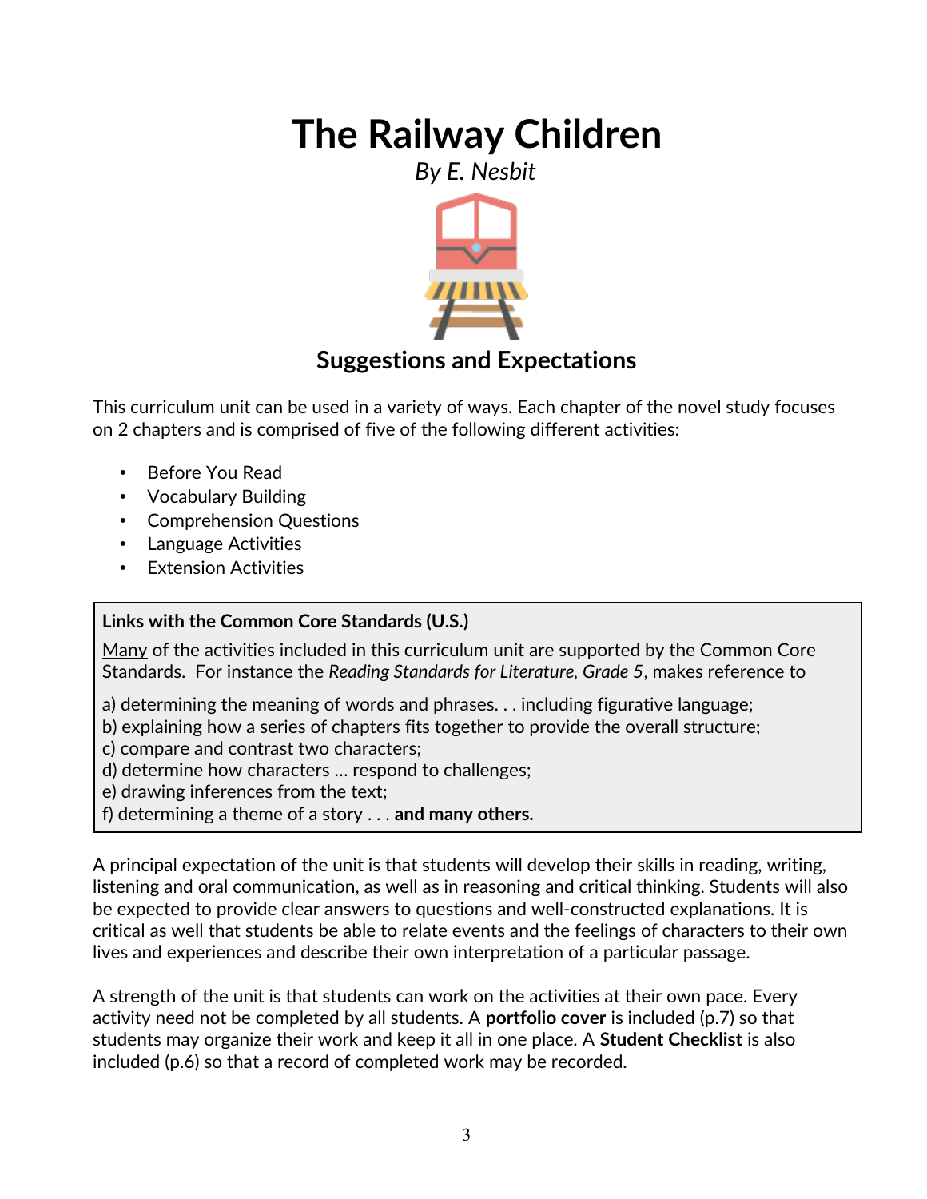# The Railway Children

*By E. Nesbit*

## Suggestions and Expectations

This curriculum unit can be used in a variety of ways. Each chapter of the novel study focuses on 2 chapters and is comprised of five of the following different activities:

- Before You Read
- Vocabulary Building
- Comprehension Questions
- Language Activities
- Extension Activities

**Links with the Common Core Standards (U.S.)**

Many of the activities included in this curriculum unit are supported by the Common Core Standards. For instance the *Reading Standards for Literature, Grade 5*, makes reference to

a) determining the meaning of words and phrases. . . including figurative language;
b) explaining how a series of chapters fits together to provide the overall structure;
c) compare and contrast two characters;
d) determine how characters … respond to challenges;
e) drawing inferences from the text;
f) determining a theme of a story . . . **and many others.**

A principal expectation of the unit is that students will develop their skills in reading, writing, listening and oral communication, as well as in reasoning and critical thinking. Students will also be expected to provide clear answers to questions and well-constructed explanations. It is critical as well that students be able to relate events and the feelings of characters to their own lives and experiences and describe their own interpretation of a particular passage.

A strength of the unit is that students can work on the activities at their own pace. Every activity need not be completed by all students. A **portfolio cover** is included (p.7) so that students may organize their work and keep it all in one place. A **Student Checklist** is also included (p.6) so that a record of completed work may be recorded.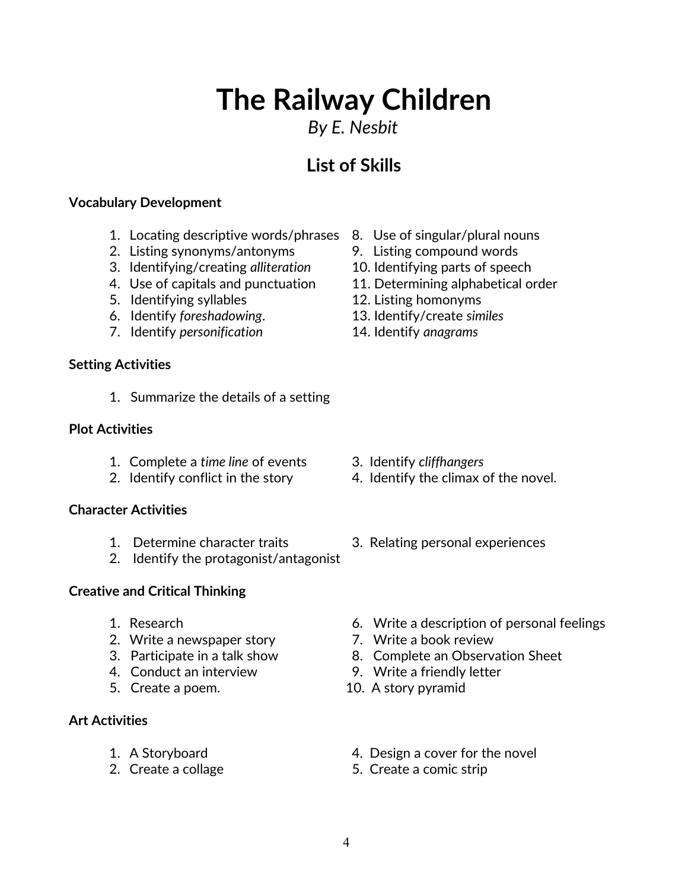# The Railway Children

*By E. Nesbit*

## List of Skills

**Vocabulary Development**

1. Locating descriptive words/phrases
2. Listing synonyms/antonyms
3. Identifying/creating *alliteration*
4. Use of capitals and punctuation
5. Identifying syllables
6. Identify *foreshadowing*.
7. Identify *personification*
8. Use of singular/plural nouns
9. Listing compound words
10. Identifying parts of speech
11. Determining alphabetical order
12. Listing homonyms
13. Identify/create *similes*
14. Identify *anagrams*

**Setting Activities**

1. Summarize the details of a setting

**Plot Activities**

1. Complete a *time line* of events
2. Identify conflict in the story
3. Identify *cliffhangers*
4. Identify the climax of the novel.

**Character Activities**

1. Determine character traits
2. Identify the protagonist/antagonist
3. Relating personal experiences

**Creative and Critical Thinking**

1. Research
2. Write a newspaper story
3. Participate in a talk show
4. Conduct an interview
5. Create a poem.
6. Write a description of personal feelings
7. Write a book review
8. Complete an Observation Sheet
9. Write a friendly letter
10. A story pyramid

**Art Activities**

1. A Storyboard
2. Create a collage
4. Design a cover for the novel
5. Create a comic strip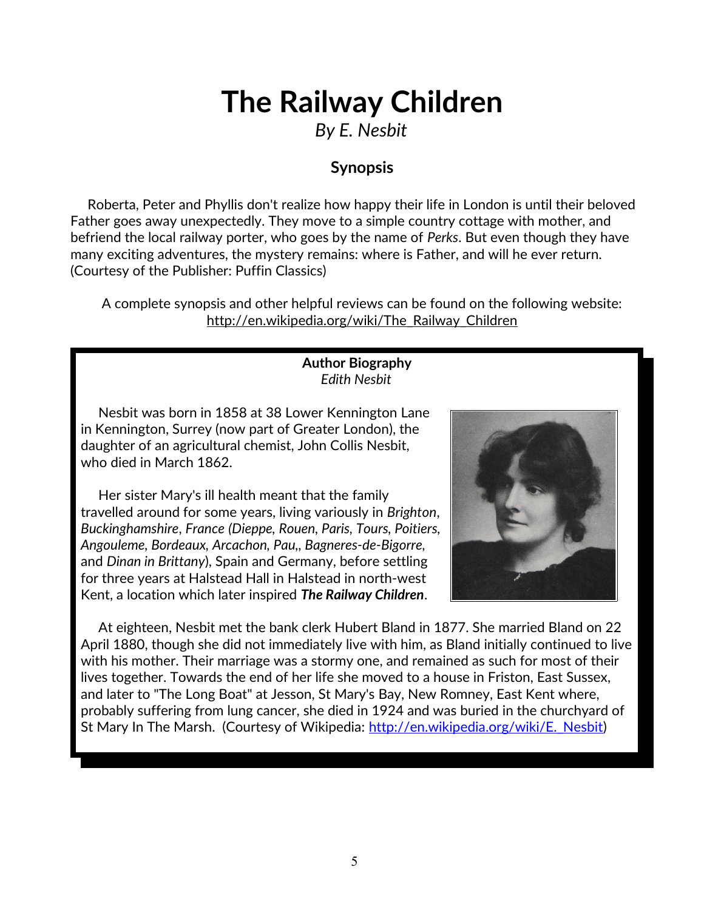# The Railway Children

*By E. Nesbit*

### Synopsis

Roberta, Peter and Phyllis don't realize how happy their life in London is until their beloved Father goes away unexpectedly. They move to a simple country cottage with mother, and befriend the local railway porter, who goes by the name of *Perks*. But even though they have many exciting adventures, the mystery remains: where is Father, and will he ever return. (Courtesy of the Publisher: Puffin Classics)

A complete synopsis and other helpful reviews can be found on the following website: http://en.wikipedia.org/wiki/The_Railway_Children

**Author Biography**

*Edith Nesbit*

Nesbit was born in 1858 at 38 Lower Kennington Lane in Kennington, Surrey (now part of Greater London), the daughter of an agricultural chemist, John Collis Nesbit, who died in March 1862.

Her sister Mary's ill health meant that the family travelled around for some years, living variously in *Brighton*, *Buckinghamshire*, *France (Dieppe, Rouen, Paris, Tours, Poitiers, Angouleme, Bordeaux, Arcachon, Pau,, Bagneres-de-Bigorre,* and *Dinan in Brittany*), Spain and Germany, before settling for three years at Halstead Hall in Halstead in north-west Kent, a location which later inspired ***The Railway Children***.

At eighteen, Nesbit met the bank clerk Hubert Bland in 1877. She married Bland on 22 April 1880, though she did not immediately live with him, as Bland initially continued to live with his mother. Their marriage was a stormy one, and remained as such for most of their lives together. Towards the end of her life she moved to a house in Friston, East Sussex, and later to "The Long Boat" at Jesson, St Mary's Bay, New Romney, East Kent where, probably suffering from lung cancer, she died in 1924 and was buried in the churchyard of St Mary In The Marsh. (Courtesy of Wikipedia: http://en.wikipedia.org/wiki/E._Nesbit)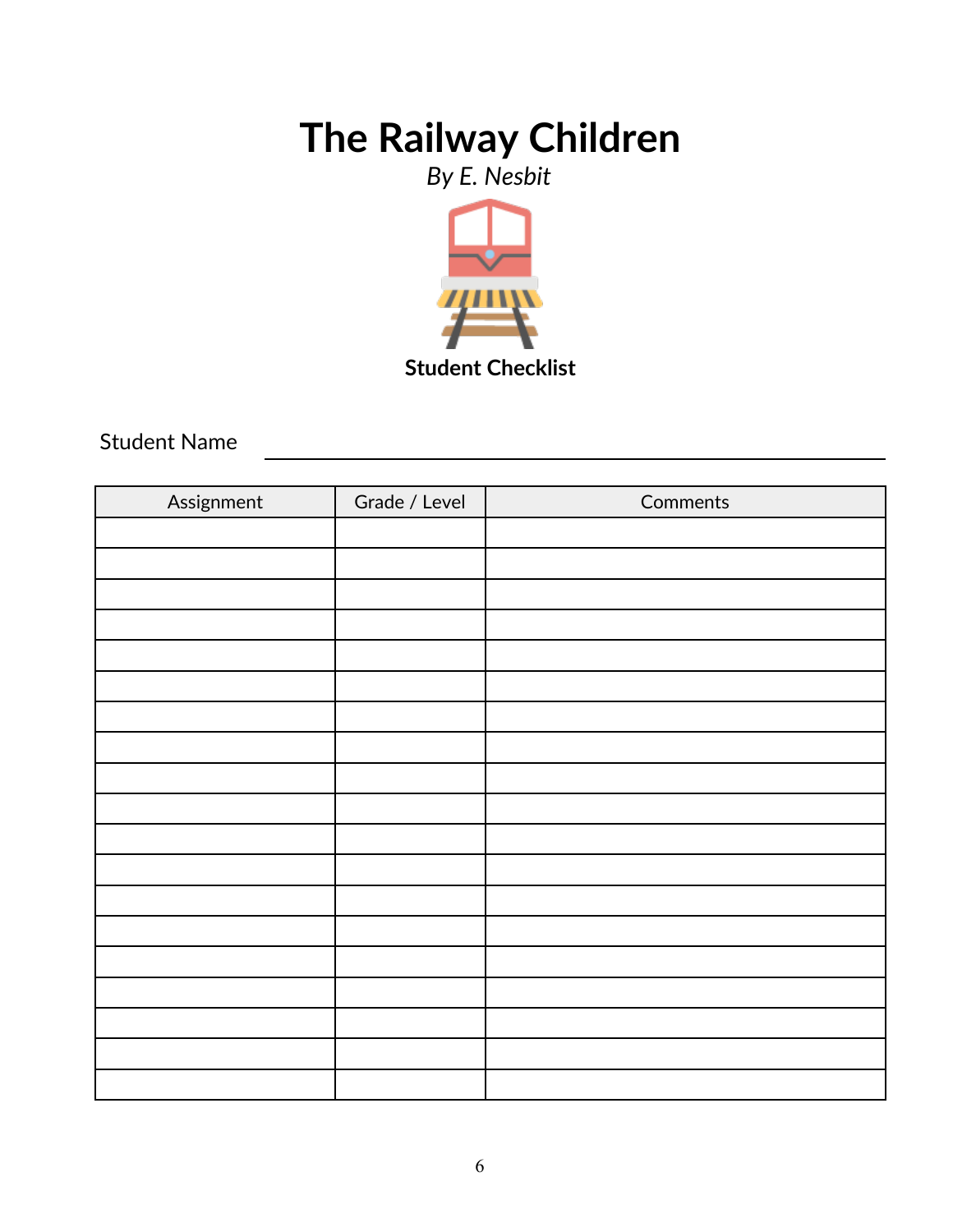# The Railway Children

*By E. Nesbit*

**Student Checklist**

Student Name \_\_\_\_\_\_\_\_\_\_\_\_\_\_\_\_\_\_\_\_\_\_\_\_\_\_\_\_\_\_\_\_\_\_\_\_\_\_\_\_

| Assignment | Grade / Level | Comments |
|---|---|---|
| | | |
| | | |
| | | |
| | | |
| | | |
| | | |
| | | |
| | | |
| | | |
| | | |
| | | |
| | | |
| | | |
| | | |
| | | |
| | | |
| | | |
| | | |
| | | |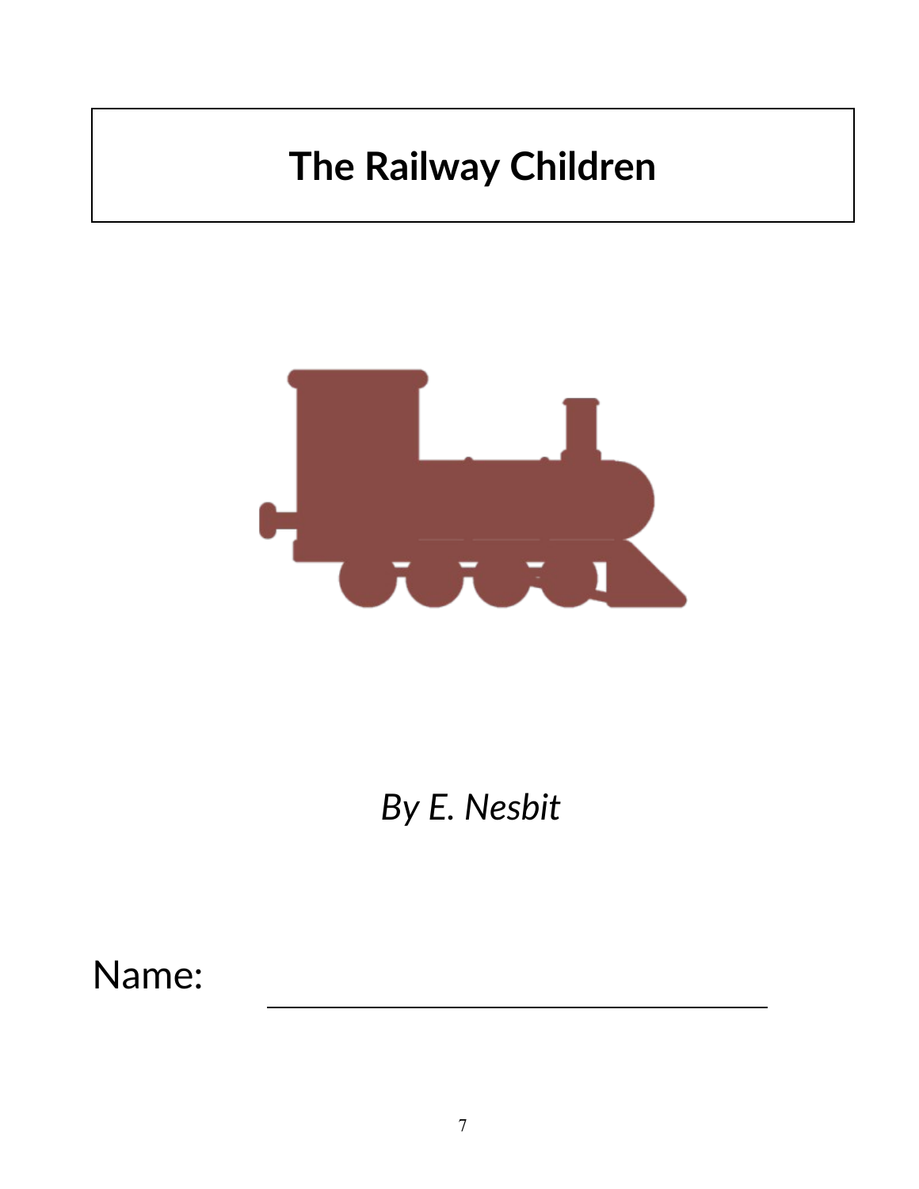# The Railway Children

*By E. Nesbit*

Name: ______________________________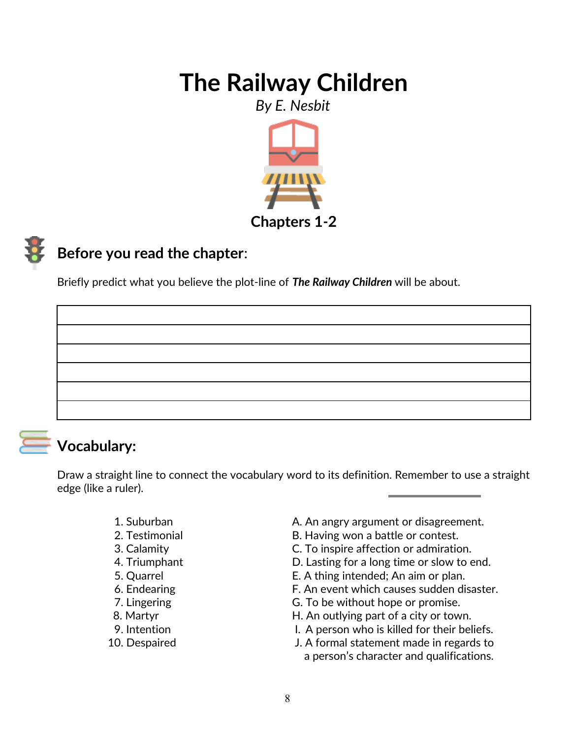# The Railway Children

*By E. Nesbit*

## Chapters 1-2

## Before you read the chapter:

Briefly predict what you believe the plot-line of ***The Railway Children*** will be about.

| |
|---|
| |
| |
| |
| |
| |

## Vocabulary:

Draw a straight line to connect the vocabulary word to its definition. Remember to use a straight edge (like a ruler).

| | |
|---|---|
| 1. Suburban | A. An angry argument or disagreement. |
| 2. Testimonial | B. Having won a battle or contest. |
| 3. Calamity | C. To inspire affection or admiration. |
| 4. Triumphant | D. Lasting for a long time or slow to end. |
| 5. Quarrel | E. A thing intended; An aim or plan. |
| 6. Endearing | F. An event which causes sudden disaster. |
| 7. Lingering | G. To be without hope or promise. |
| 8. Martyr | H. An outlying part of a city or town. |
| 9. Intention | I. A person who is killed for their beliefs. |
| 10. Despaired | J. A formal statement made in regards to a person's character and qualifications. |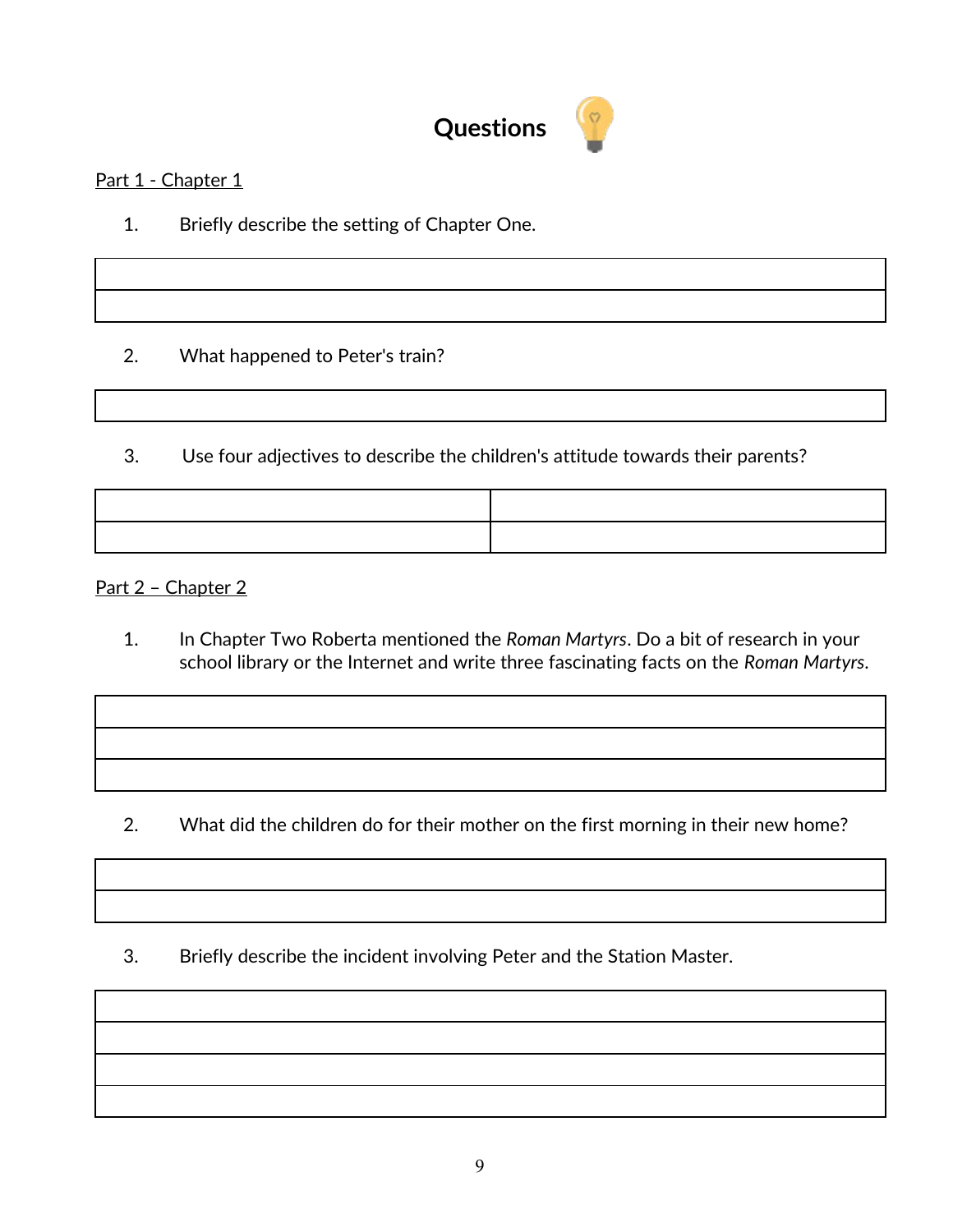# Questions

<u>Part 1 - Chapter 1</u>

1. Briefly describe the setting of Chapter One.

| |
|---|
| |
| |

2. What happened to Peter's train?

| |
|---|
| |

3. Use four adjectives to describe the children's attitude towards their parents?

| | |
|---|---|
| | |
| | |

<u>Part 2 – Chapter 2</u>

1. In Chapter Two Roberta mentioned the *Roman Martyrs*. Do a bit of research in your school library or the Internet and write three fascinating facts on the *Roman Martyrs*.

| |
|---|
| |
| |
| |

2. What did the children do for their mother on the first morning in their new home?

| |
|---|
| |
| |

3. Briefly describe the incident involving Peter and the Station Master.

| |
|---|
| |
| |
| |
| |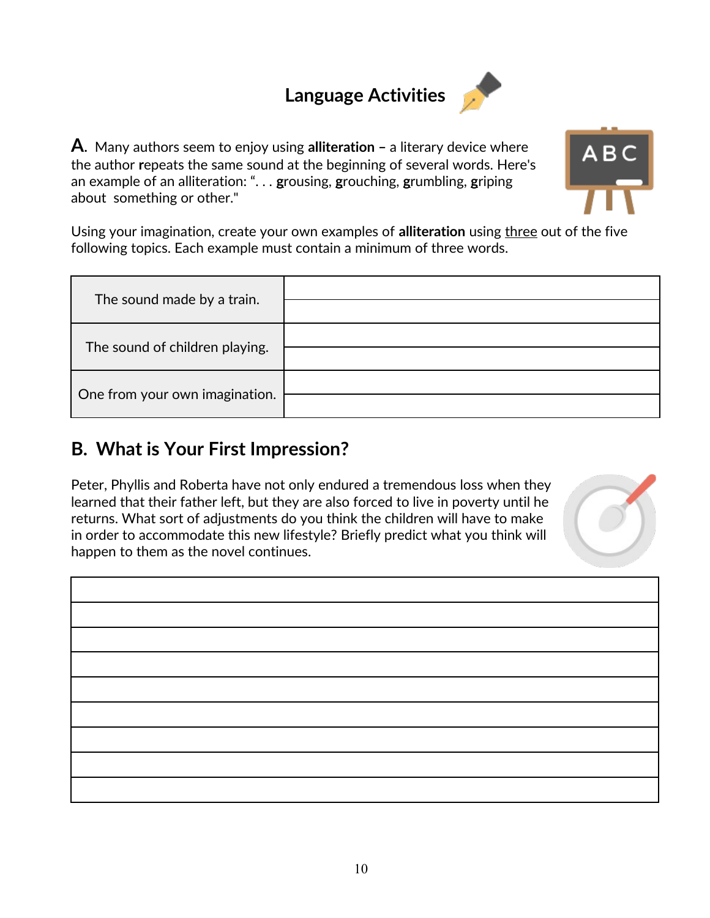## Language Activities

**A.** Many authors seem to enjoy using **alliteration** – a literary device where the author **r**epeats the same sound at the beginning of several words. Here's an example of an alliteration: ". . . **g**rousing, **g**rouching, **g**rumbling, **g**riping about something or other."

Using your imagination, create your own examples of **alliteration** using <u>three</u> out of the five following topics. Each example must contain a minimum of three words.

| | |
|---|---|
| The sound made by a train. | |
| The sound of children playing. | |
| One from your own imagination. | |

## B. What is Your First Impression?

Peter, Phyllis and Roberta have not only endured a tremendous loss when they learned that their father left, but they are also forced to live in poverty until he returns. What sort of adjustments do you think the children will have to make in order to accommodate this new lifestyle? Briefly predict what you think will happen to them as the novel continues.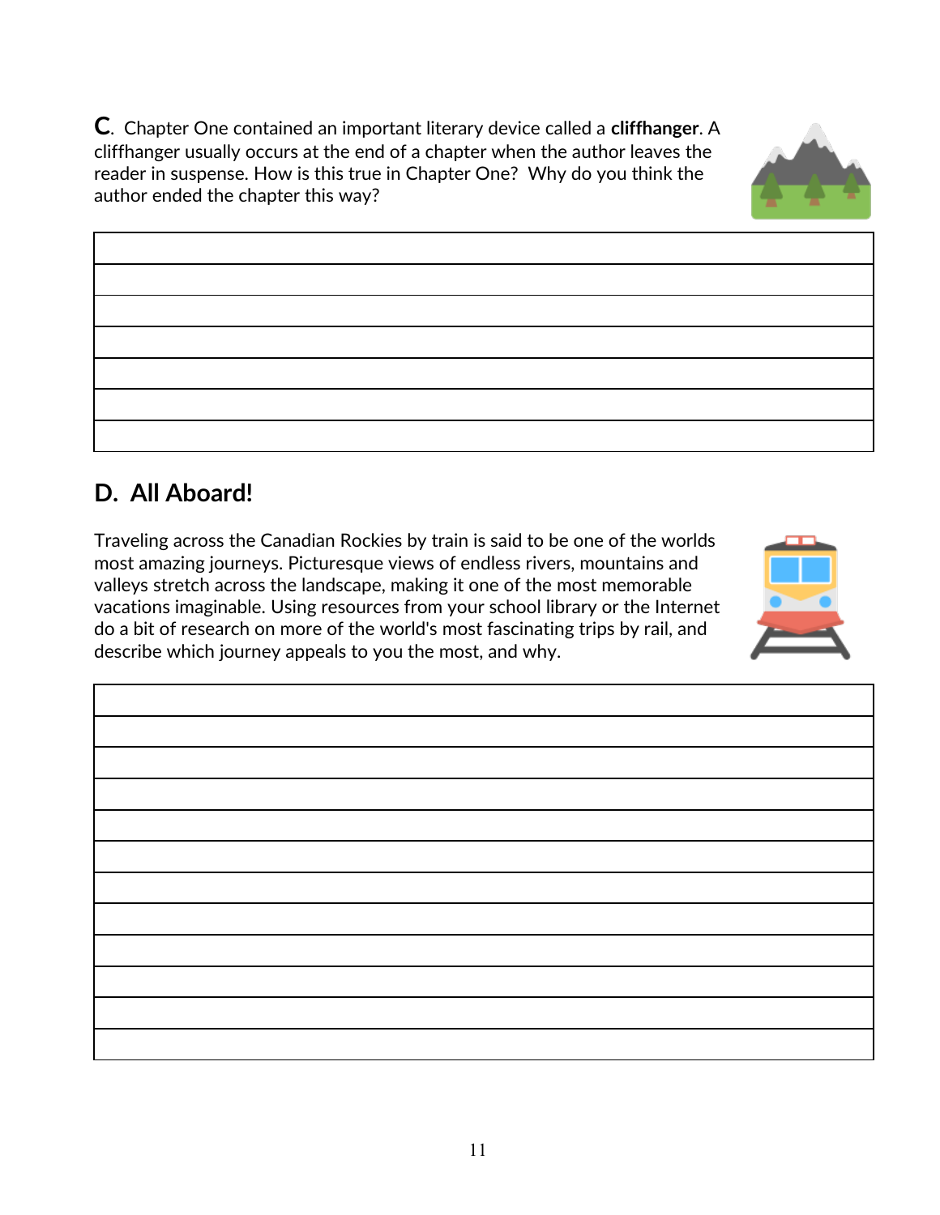**C**. Chapter One contained an important literary device called a **cliffhanger**. A cliffhanger usually occurs at the end of a chapter when the author leaves the reader in suspense. How is this true in Chapter One? Why do you think the author ended the chapter this way?

## D. All Aboard!

Traveling across the Canadian Rockies by train is said to be one of the worlds most amazing journeys. Picturesque views of endless rivers, mountains and valleys stretch across the landscape, making it one of the most memorable vacations imaginable. Using resources from your school library or the Internet do a bit of research on more of the world's most fascinating trips by rail, and describe which journey appeals to you the most, and why.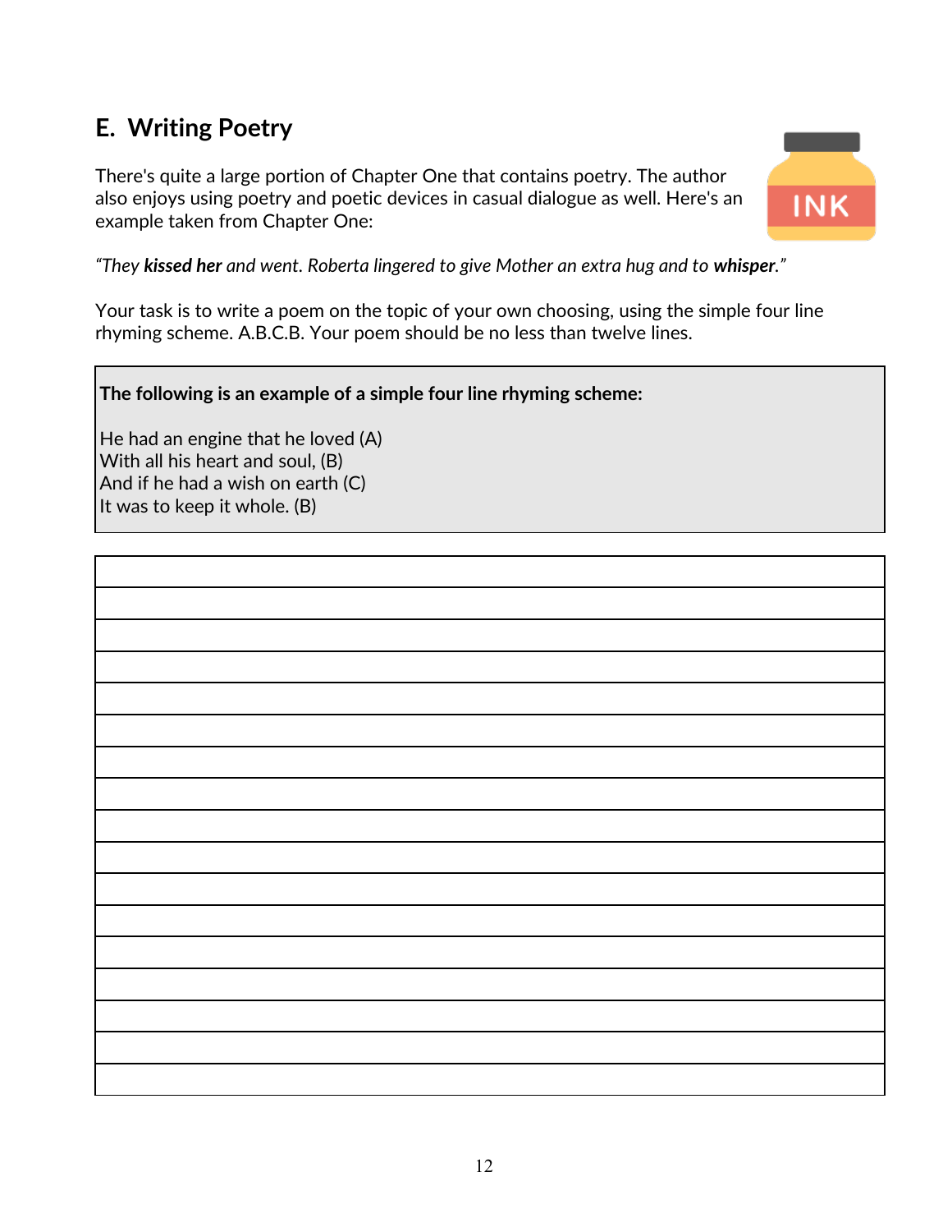## E. Writing Poetry

There's quite a large portion of Chapter One that contains poetry. The author also enjoys using poetry and poetic devices in casual dialogue as well. Here's an example taken from Chapter One:

*"They **kissed her** and went. Roberta lingered to give Mother an extra hug and to **whisper**."*

Your task is to write a poem on the topic of your own choosing, using the simple four line rhyming scheme. A.B.C.B. Your poem should be no less than twelve lines.

**The following is an example of a simple four line rhyming scheme:**

He had an engine that he loved (A)
With all his heart and soul, (B)
And if he had a wish on earth (C)
It was to keep it whole. (B)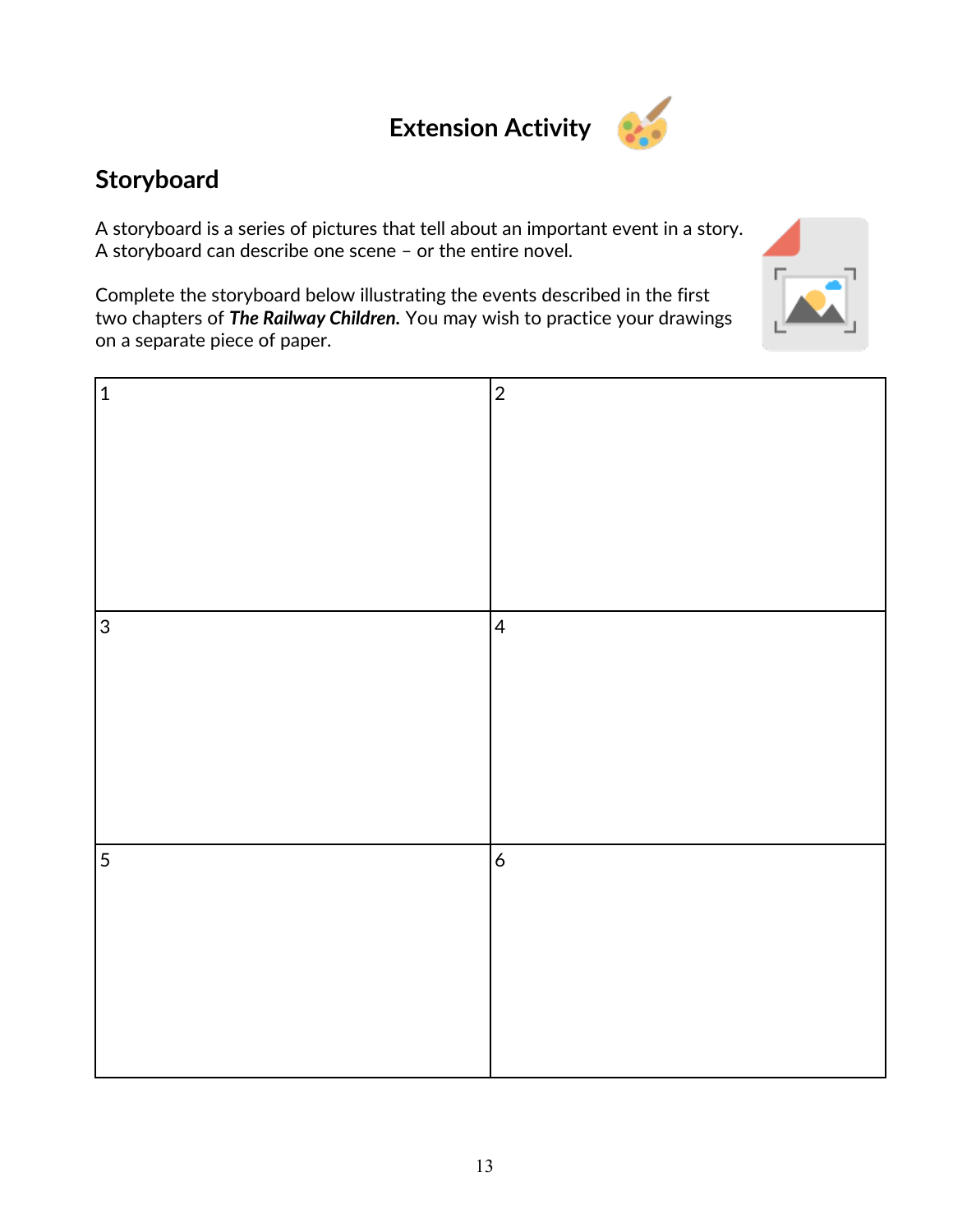# Extension Activity

## Storyboard

A storyboard is a series of pictures that tell about an important event in a story. A storyboard can describe one scene – or the entire novel.

Complete the storyboard below illustrating the events described in the first two chapters of ***The Railway Children.*** You may wish to practice your drawings on a separate piece of paper.

| | |
|---|---|
| 1 | 2 |
| 3 | 4 |
| 5 | 6 |